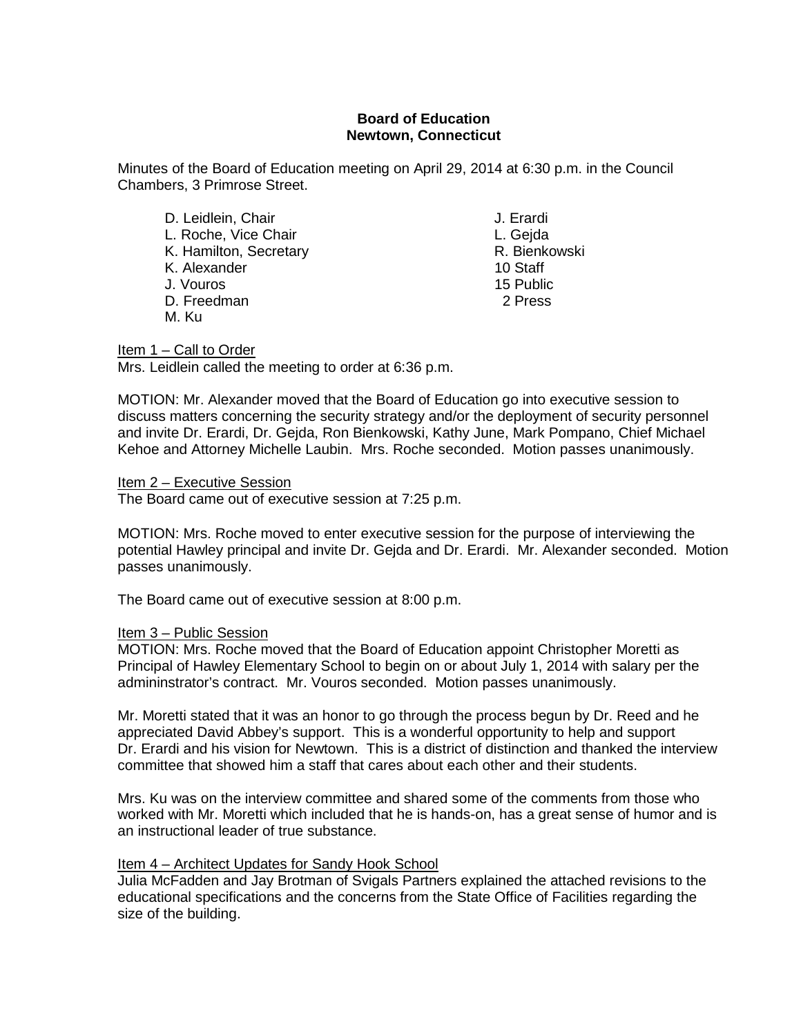**Board of Education**
**Newtown, Connecticut**

Minutes of the Board of Education meeting on April 29, 2014 at 6:30 p.m. in the Council Chambers, 3 Primrose Street.

D. Leidlein, Chair
L. Roche, Vice Chair
K. Hamilton, Secretary
K. Alexander
J. Vouros
D. Freedman
M. Ku

J. Erardi
L. Gejda
R. Bienkowski
10 Staff
15 Public
2 Press

Item 1 – Call to Order
Mrs. Leidlein called the meeting to order at 6:36 p.m.

MOTION: Mr. Alexander moved that the Board of Education go into executive session to discuss matters concerning the security strategy and/or the deployment of security personnel and invite Dr. Erardi, Dr. Gejda, Ron Bienkowski, Kathy June, Mark Pompano, Chief Michael Kehoe and Attorney Michelle Laubin. Mrs. Roche seconded. Motion passes unanimously.

Item 2 – Executive Session
The Board came out of executive session at 7:25 p.m.

MOTION: Mrs. Roche moved to enter executive session for the purpose of interviewing the potential Hawley principal and invite Dr. Gejda and Dr. Erardi. Mr. Alexander seconded. Motion passes unanimously.

The Board came out of executive session at 8:00 p.m.

Item 3 – Public Session
MOTION: Mrs. Roche moved that the Board of Education appoint Christopher Moretti as Principal of Hawley Elementary School to begin on or about July 1, 2014 with salary per the admininstrator's contract. Mr. Vouros seconded. Motion passes unanimously.

Mr. Moretti stated that it was an honor to go through the process begun by Dr. Reed and he appreciated David Abbey's support. This is a wonderful opportunity to help and support Dr. Erardi and his vision for Newtown. This is a district of distinction and thanked the interview committee that showed him a staff that cares about each other and their students.

Mrs. Ku was on the interview committee and shared some of the comments from those who worked with Mr. Moretti which included that he is hands-on, has a great sense of humor and is an instructional leader of true substance.

Item 4 – Architect Updates for Sandy Hook School
Julia McFadden and Jay Brotman of Svigals Partners explained the attached revisions to the educational specifications and the concerns from the State Office of Facilities regarding the size of the building.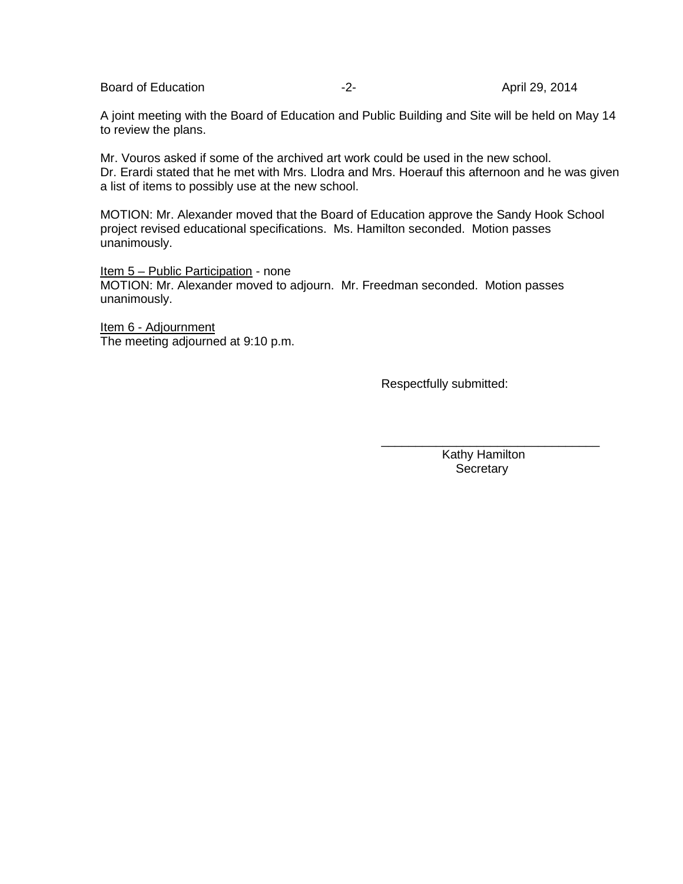A joint meeting with the Board of Education and Public Building and Site will be held on May 14 to review the plans.

Mr. Vouros asked if some of the archived art work could be used in the new school. Dr. Erardi stated that he met with Mrs. Llodra and Mrs. Hoerauf this afternoon and he was given a list of items to possibly use at the new school.

MOTION: Mr. Alexander moved that the Board of Education approve the Sandy Hook School project revised educational specifications. Ms. Hamilton seconded. Motion passes unanimously.

Item 5 – Public Participation - none

MOTION: Mr. Alexander moved to adjourn. Mr. Freedman seconded. Motion passes unanimously.

Item 6 - Adjournment

The meeting adjourned at 9:10 p.m.

Respectfully submitted:

\_\_\_\_\_\_\_\_\_\_\_\_\_\_\_\_\_\_\_\_\_\_\_\_\_\_\_\_\_\_\_\_

Kathy Hamilton
Secretary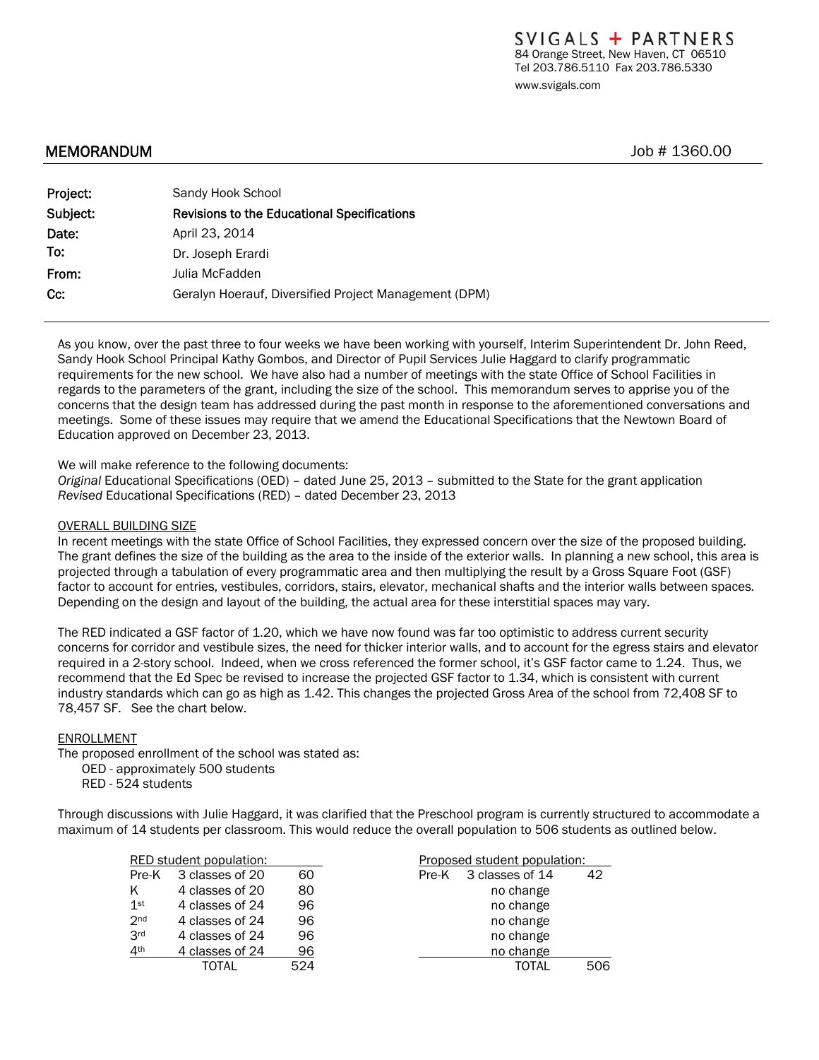SVIGALS + PARTNERS
84 Orange Street, New Haven, CT 06510
Tel 203.786.5110 Fax 203.786.5330
www.svigals.com

## MEMORANDUM

Job # 1360.00

| | |
|---|---|
| **Project:** | Sandy Hook School |
| **Subject:** | **Revisions to the Educational Specifications** |
| **Date:** | April 23, 2014 |
| **To:** | Dr. Joseph Erardi |
| **From:** | Julia McFadden |
| **Cc:** | Geralyn Hoerauf, Diversified Project Management (DPM) |

As you know, over the past three to four weeks we have been working with yourself, Interim Superintendent Dr. John Reed, Sandy Hook School Principal Kathy Gombos, and Director of Pupil Services Julie Haggard to clarify programmatic requirements for the new school. We have also had a number of meetings with the state Office of School Facilities in regards to the parameters of the grant, including the size of the school. This memorandum serves to apprise you of the concerns that the design team has addressed during the past month in response to the aforementioned conversations and meetings. Some of these issues may require that we amend the Educational Specifications that the Newtown Board of Education approved on December 23, 2013.

We will make reference to the following documents:
*Original* Educational Specifications (OED) – dated June 25, 2013 – submitted to the State for the grant application
*Revised* Educational Specifications (RED) – dated December 23, 2013

OVERALL BUILDING SIZE

In recent meetings with the state Office of School Facilities, they expressed concern over the size of the proposed building. The grant defines the size of the building as the area to the inside of the exterior walls. In planning a new school, this area is projected through a tabulation of every programmatic area and then multiplying the result by a Gross Square Foot (GSF) factor to account for entries, vestibules, corridors, stairs, elevator, mechanical shafts and the interior walls between spaces. Depending on the design and layout of the building, the actual area for these interstitial spaces may vary.

The RED indicated a GSF factor of 1.20, which we have now found was far too optimistic to address current security concerns for corridor and vestibule sizes, the need for thicker interior walls, and to account for the egress stairs and elevator required in a 2-story school. Indeed, when we cross referenced the former school, it's GSF factor came to 1.24. Thus, we recommend that the Ed Spec be revised to increase the projected GSF factor to 1.34, which is consistent with current industry standards which can go as high as 1.42. This changes the projected Gross Area of the school from 72,408 SF to 78,457 SF. See the chart below.

ENROLLMENT

The proposed enrollment of the school was stated as:

- OED - approximately 500 students
- RED - 524 students

Through discussions with Julie Haggard, it was clarified that the Preschool program is currently structured to accommodate a maximum of 14 students per classroom. This would reduce the overall population to 506 students as outlined below.

| RED student population: | | | Proposed student population: | | |
|---|---|---|---|---|---|
| Pre-K | 3 classes of 20 | 60 | Pre-K | 3 classes of 14 | 42 |
| K | 4 classes of 20 | 80 | | no change | |
| 1st | 4 classes of 24 | 96 | | no change | |
| 2nd | 4 classes of 24 | 96 | | no change | |
| 3rd | 4 classes of 24 | 96 | | no change | |
| 4th | 4 classes of 24 | 96 | | no change | |
| | TOTAL | 524 | | TOTAL | 506 |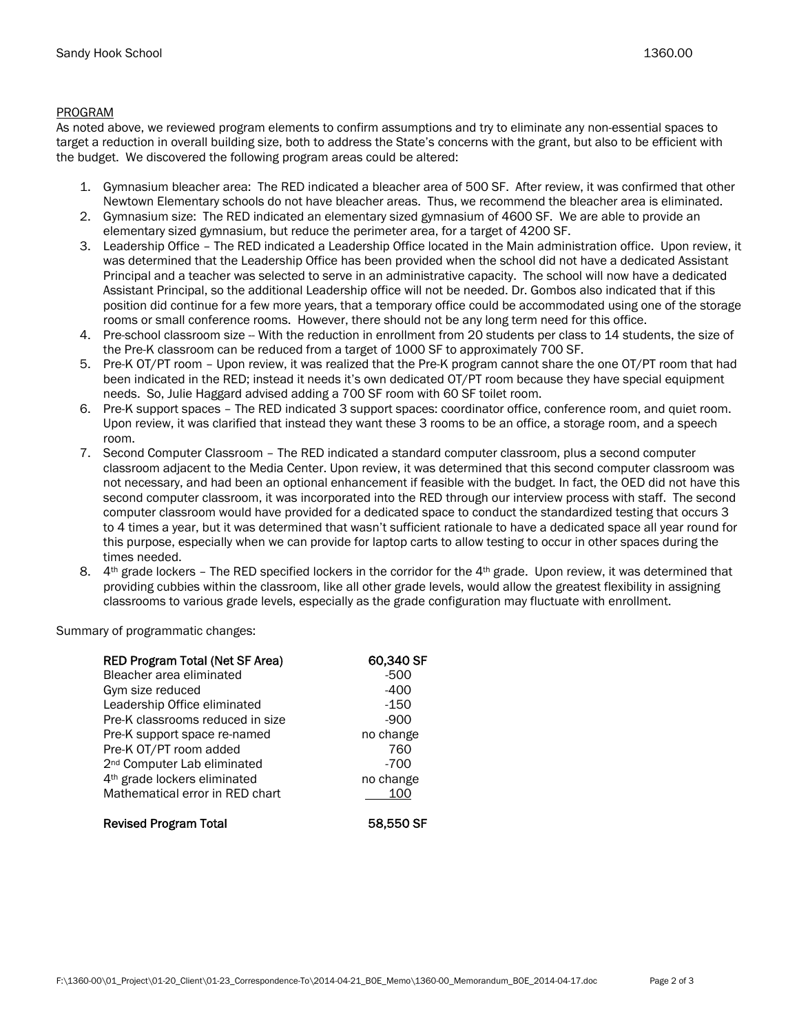PROGRAM

As noted above, we reviewed program elements to confirm assumptions and try to eliminate any non-essential spaces to target a reduction in overall building size, both to address the State's concerns with the grant, but also to be efficient with the budget. We discovered the following program areas could be altered:

1. Gymnasium bleacher area: The RED indicated a bleacher area of 500 SF. After review, it was confirmed that other Newtown Elementary schools do not have bleacher areas. Thus, we recommend the bleacher area is eliminated.
2. Gymnasium size: The RED indicated an elementary sized gymnasium of 4600 SF. We are able to provide an elementary sized gymnasium, but reduce the perimeter area, for a target of 4200 SF.
3. Leadership Office – The RED indicated a Leadership Office located in the Main administration office. Upon review, it was determined that the Leadership Office has been provided when the school did not have a dedicated Assistant Principal and a teacher was selected to serve in an administrative capacity. The school will now have a dedicated Assistant Principal, so the additional Leadership office will not be needed. Dr. Gombos also indicated that if this position did continue for a few more years, that a temporary office could be accommodated using one of the storage rooms or small conference rooms. However, there should not be any long term need for this office.
4. Pre-school classroom size -- With the reduction in enrollment from 20 students per class to 14 students, the size of the Pre-K classroom can be reduced from a target of 1000 SF to approximately 700 SF.
5. Pre-K OT/PT room – Upon review, it was realized that the Pre-K program cannot share the one OT/PT room that had been indicated in the RED; instead it needs it's own dedicated OT/PT room because they have special equipment needs. So, Julie Haggard advised adding a 700 SF room with 60 SF toilet room.
6. Pre-K support spaces – The RED indicated 3 support spaces: coordinator office, conference room, and quiet room. Upon review, it was clarified that instead they want these 3 rooms to be an office, a storage room, and a speech room.
7. Second Computer Classroom – The RED indicated a standard computer classroom, plus a second computer classroom adjacent to the Media Center. Upon review, it was determined that this second computer classroom was not necessary, and had been an optional enhancement if feasible with the budget. In fact, the OED did not have this second computer classroom, it was incorporated into the RED through our interview process with staff. The second computer classroom would have provided for a dedicated space to conduct the standardized testing that occurs 3 to 4 times a year, but it was determined that wasn't sufficient rationale to have a dedicated space all year round for this purpose, especially when we can provide for laptop carts to allow testing to occur in other spaces during the times needed.
8. 4th grade lockers – The RED specified lockers in the corridor for the 4th grade. Upon review, it was determined that providing cubbies within the classroom, like all other grade levels, would allow the greatest flexibility in assigning classrooms to various grade levels, especially as the grade configuration may fluctuate with enrollment.

Summary of programmatic changes:

| **RED Program Total (Net SF Area)** | **60,340 SF** |
|---|---|
| Bleacher area eliminated | -500 |
| Gym size reduced | -400 |
| Leadership Office eliminated | -150 |
| Pre-K classrooms reduced in size | -900 |
| Pre-K support space re-named | no change |
| Pre-K OT/PT room added | 760 |
| 2nd Computer Lab eliminated | -700 |
| 4th grade lockers eliminated | no change |
| Mathematical error in RED chart | 100 |
| **Revised Program Total** | **58,550 SF** |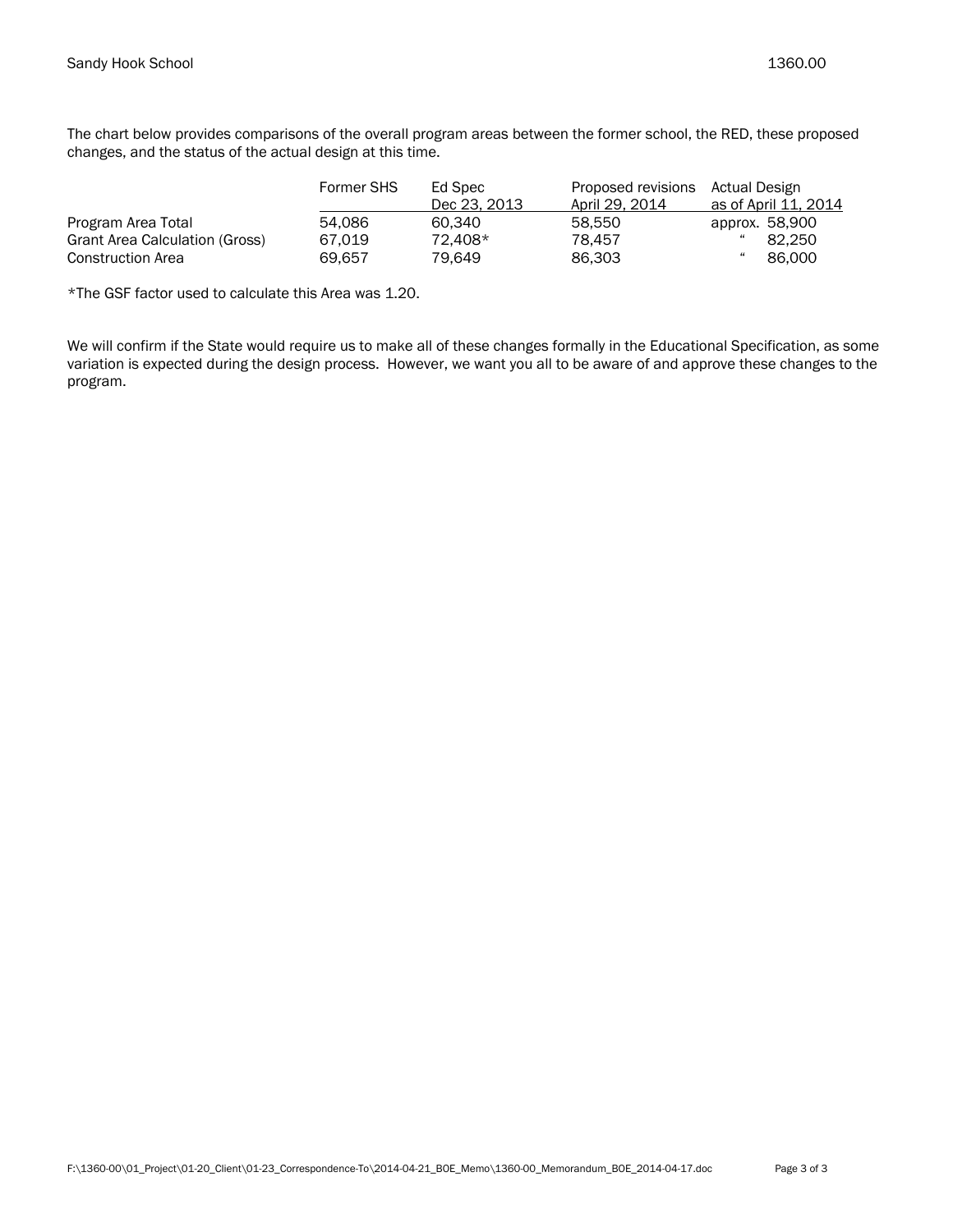The chart below provides comparisons of the overall program areas between the former school, the RED, these proposed changes, and the status of the actual design at this time.

| | Former SHS | Ed Spec Dec 23, 2013 | Proposed revisions April 29, 2014 | Actual Design as of April 11, 2014 |
|---|---|---|---|---|
| Program Area Total | 54,086 | 60,340 | 58,550 | approx. 58,900 |
| Grant Area Calculation (Gross) | 67,019 | 72,408* | 78,457 | " 82,250 |
| Construction Area | 69,657 | 79,649 | 86,303 | " 86,000 |

*The GSF factor used to calculate this Area was 1.20.

We will confirm if the State would require us to make all of these changes formally in the Educational Specification, as some variation is expected during the design process. However, we want you all to be aware of and approve these changes to the program.